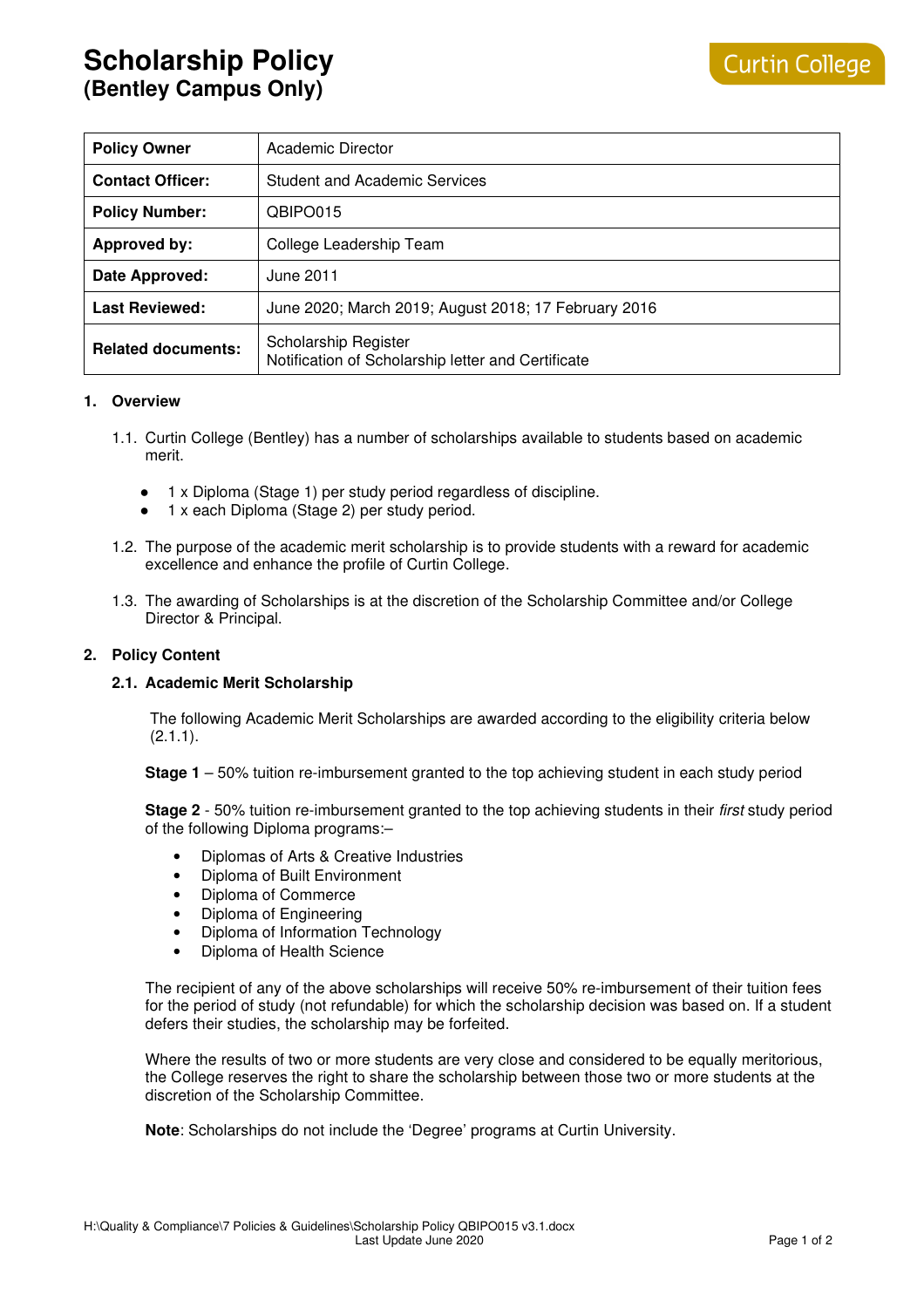# Scholarship Policy
## (Bentley Campus Only)

Curtin College

| | |
|---|---|
| **Policy Owner** | Academic Director |
| **Contact Officer:** | Student and Academic Services |
| **Policy Number:** | QBIPO015 |
| **Approved by:** | College Leadership Team |
| **Date Approved:** | June 2011 |
| **Last Reviewed:** | June 2020; March 2019; August 2018; 17 February 2016 |
| **Related documents:** | Scholarship Register<br>Notification of Scholarship letter and Certificate |

### 1. Overview

1.1. Curtin College (Bentley) has a number of scholarships available to students based on academic merit.

- 1 x Diploma (Stage 1) per study period regardless of discipline.
- 1 x each Diploma (Stage 2) per study period.

1.2. The purpose of the academic merit scholarship is to provide students with a reward for academic excellence and enhance the profile of Curtin College.

1.3. The awarding of Scholarships is at the discretion of the Scholarship Committee and/or College Director & Principal.

### 2. Policy Content

#### 2.1. Academic Merit Scholarship

The following Academic Merit Scholarships are awarded according to the eligibility criteria below (2.1.1).

**Stage 1** – 50% tuition re-imbursement granted to the top achieving student in each study period

**Stage 2** - 50% tuition re-imbursement granted to the top achieving students in their *first* study period of the following Diploma programs:–

- Diplomas of Arts & Creative Industries
- Diploma of Built Environment
- Diploma of Commerce
- Diploma of Engineering
- Diploma of Information Technology
- Diploma of Health Science

The recipient of any of the above scholarships will receive 50% re-imbursement of their tuition fees for the period of study (not refundable) for which the scholarship decision was based on. If a student defers their studies, the scholarship may be forfeited.

Where the results of two or more students are very close and considered to be equally meritorious, the College reserves the right to share the scholarship between those two or more students at the discretion of the Scholarship Committee.

**Note**: Scholarships do not include the 'Degree' programs at Curtin University.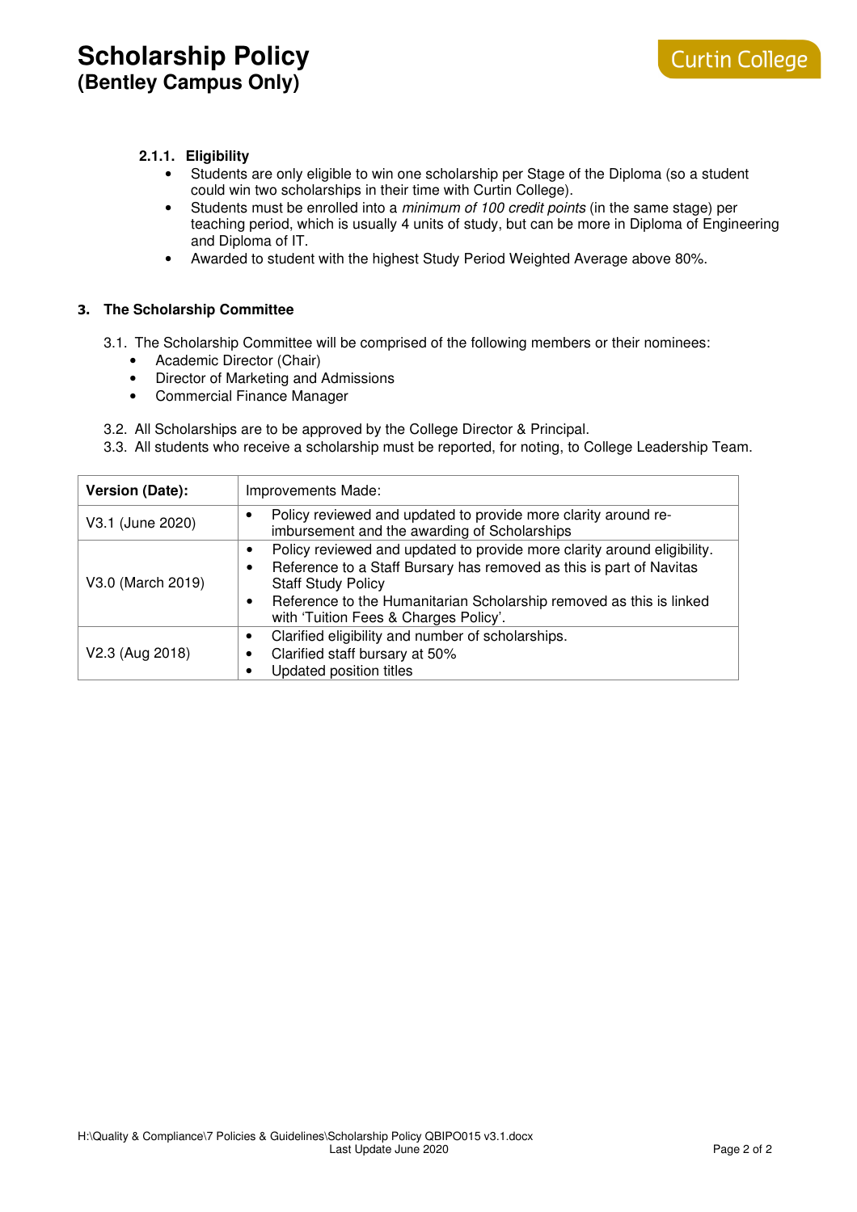#### 2.1.1. Eligibility

- Students are only eligible to win one scholarship per Stage of the Diploma (so a student could win two scholarships in their time with Curtin College).
- Students must be enrolled into a *minimum of 100 credit points* (in the same stage) per teaching period, which is usually 4 units of study, but can be more in Diploma of Engineering and Diploma of IT.
- Awarded to student with the highest Study Period Weighted Average above 80%.

## 3. The Scholarship Committee

3.1. The Scholarship Committee will be comprised of the following members or their nominees:

- Academic Director (Chair)
- Director of Marketing and Admissions
- Commercial Finance Manager

3.2. All Scholarships are to be approved by the College Director & Principal.

3.3. All students who receive a scholarship must be reported, for noting, to College Leadership Team.

| **Version (Date):** | Improvements Made: |
|---|---|
| V3.1 (June 2020) | • Policy reviewed and updated to provide more clarity around re-imbursement and the awarding of Scholarships |
| V3.0 (March 2019) | • Policy reviewed and updated to provide more clarity around eligibility.<br>• Reference to a Staff Bursary has removed as this is part of Navitas Staff Study Policy<br>• Reference to the Humanitarian Scholarship removed as this is linked with 'Tuition Fees & Charges Policy'. |
| V2.3 (Aug 2018) | • Clarified eligibility and number of scholarships.<br>• Clarified staff bursary at 50%<br>• Updated position titles |